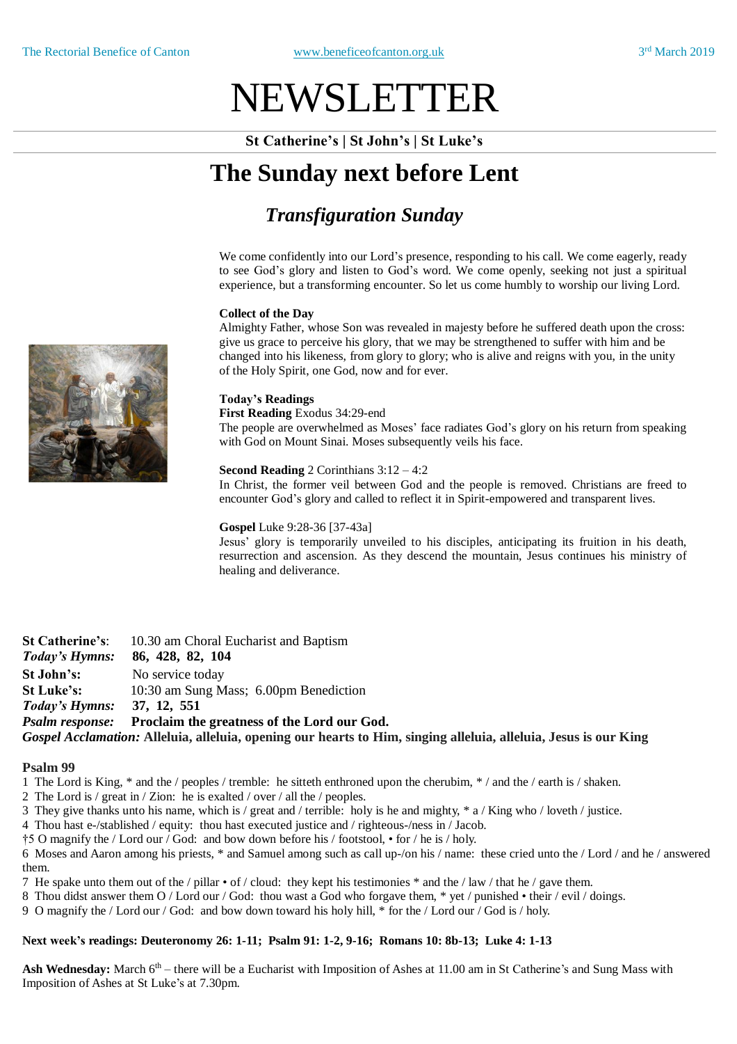# NEWSLETTER

**St Catherine's | St John's | St Luke's**

# The Sunday next before Lent

## *Transfiguration Sunday*

We come confidently into our Lord's presence, responding to his call. We come eagerly, ready to see God's glory and listen to God's word. We come openly, seeking not just a spiritual experience, but a transforming encounter. So let us come humbly to worship our living Lord.

**Collect of the Day**
Almighty Father, whose Son was revealed in majesty before he suffered death upon the cross: give us grace to perceive his glory, that we may be strengthened to suffer with him and be changed into his likeness, from glory to glory; who is alive and reigns with you, in the unity of the Holy Spirit, one God, now and for ever.

**Today's Readings**
**First Reading** Exodus 34:29-end
The people are overwhelmed as Moses' face radiates God's glory on his return from speaking with God on Mount Sinai. Moses subsequently veils his face.

**Second Reading** 2 Corinthians 3:12 – 4:2
In Christ, the former veil between God and the people is removed. Christians are freed to encounter God's glory and called to reflect it in Spirit-empowered and transparent lives.

**Gospel** Luke 9:28-36 [37-43a]
Jesus' glory is temporarily unveiled to his disciples, anticipating its fruition in his death, resurrection and ascension. As they descend the mountain, Jesus continues his ministry of healing and deliverance.

**St Catherine's**: 10.30 am Choral Eucharist and Baptism
***Today's Hymns:*** **86, 428, 82, 104**
**St John's:** No service today
**St Luke's:** 10:30 am Sung Mass; 6.00pm Benediction
***Today's Hymns:*** **37, 12, 551**
***Psalm response:*** **Proclaim the greatness of the Lord our God.**
***Gospel Acclamation:*** **Alleluia, alleluia, opening our hearts to Him, singing alleluia, alleluia, Jesus is our King**

**Psalm 99**

1 The Lord is King, * and the / peoples / tremble: he sitteth enthroned upon the cherubim, * / and the / earth is / shaken.
2 The Lord is / great in / Zion: he is exalted / over / all the / peoples.
3 They give thanks unto his name, which is / great and / terrible: holy is he and mighty, * a / King who / loveth / justice.
4 Thou hast e-/stablished / equity: thou hast executed justice and / righteous-/ness in / Jacob.
†5 O magnify the / Lord our / God: and bow down before his / footstool, • for / he is / holy.
6 Moses and Aaron among his priests, * and Samuel among such as call up-/on his / name: these cried unto the / Lord / and he / answered them.
7 He spake unto them out of the / pillar • of / cloud: they kept his testimonies * and the / law / that he / gave them.
8 Thou didst answer them O / Lord our / God: thou wast a God who forgave them, * yet / punished • their / evil / doings.
9 O magnify the / Lord our / God: and bow down toward his holy hill, * for the / Lord our / God is / holy.

**Next week's readings: Deuteronomy 26: 1-11; Psalm 91: 1-2, 9-16; Romans 10: 8b-13; Luke 4: 1-13**

**Ash Wednesday:** March 6th – there will be a Eucharist with Imposition of Ashes at 11.00 am in St Catherine's and Sung Mass with Imposition of Ashes at St Luke's at 7.30pm.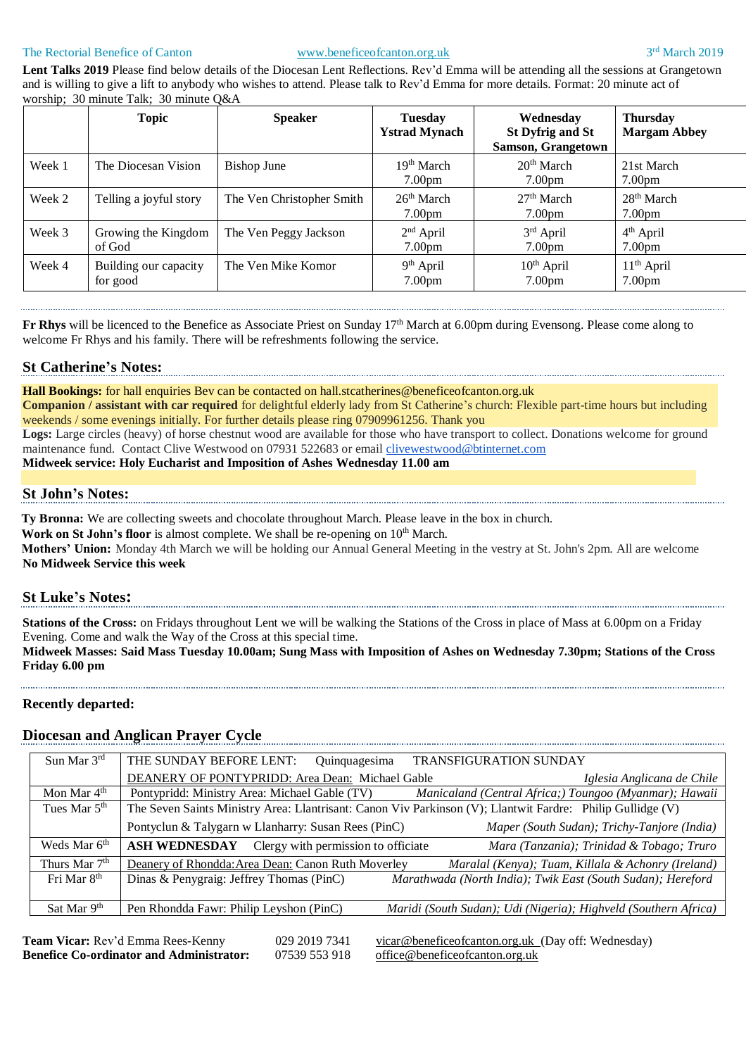**Lent Talks 2019** Please find below details of the Diocesan Lent Reflections. Rev'd Emma will be attending all the sessions at Grangetown and is willing to give a lift to anybody who wishes to attend. Please talk to Rev'd Emma for more details. Format: 20 minute act of worship; 30 minute Talk; 30 minute Q&A

| | Topic | Speaker | Tuesday Ystrad Mynach | Wednesday St Dyfrig and St Samson, Grangetown | Thursday Margam Abbey |
|---|---|---|---|---|---|
| Week 1 | The Diocesan Vision | Bishop June | 19th March 7.00pm | 20th March 7.00pm | 21st March 7.00pm |
| Week 2 | Telling a joyful story | The Ven Christopher Smith | 26th March 7.00pm | 27th March 7.00pm | 28th March 7.00pm |
| Week 3 | Growing the Kingdom of God | The Ven Peggy Jackson | 2nd April 7.00pm | 3rd April 7.00pm | 4th April 7.00pm |
| Week 4 | Building our capacity for good | The Ven Mike Komor | 9th April 7.00pm | 10th April 7.00pm | 11th April 7.00pm |

**Fr Rhys** will be licenced to the Benefice as Associate Priest on Sunday 17th March at 6.00pm during Evensong. Please come along to welcome Fr Rhys and his family. There will be refreshments following the service.

## St Catherine's Notes:

**Hall Bookings:** for hall enquiries Bev can be contacted on hall.stcatherines@beneficeofcanton.org.uk

**Companion / assistant with car required** for delightful elderly lady from St Catherine's church: Flexible part-time hours but including weekends / some evenings initially. For further details please ring 07909961256. Thank you

**Logs:** Large circles (heavy) of horse chestnut wood are available for those who have transport to collect. Donations welcome for ground maintenance fund. Contact Clive Westwood on 07931 522683 or email clivewestwood@btinternet.com

**Midweek service: Holy Eucharist and Imposition of Ashes Wednesday 11.00 am**

## St John's Notes:

**Ty Bronna:** We are collecting sweets and chocolate throughout March. Please leave in the box in church.

**Work on St John's floor** is almost complete. We shall be re-opening on 10th March.

**Mothers' Union:** Monday 4th March we will be holding our Annual General Meeting in the vestry at St. John's 2pm. All are welcome

**No Midweek Service this week**

## St Luke's Notes:

**Stations of the Cross:** on Fridays throughout Lent we will be walking the Stations of the Cross in place of Mass at 6.00pm on a Friday Evening. Come and walk the Way of the Cross at this special time.

**Midweek Masses: Said Mass Tuesday 10.00am; Sung Mass with Imposition of Ashes on Wednesday 7.30pm; Stations of the Cross Friday 6.00 pm**

**Recently departed:**

## Diocesan and Anglican Prayer Cycle

| | | |
|---|---|---|
| Sun Mar 3rd | THE SUNDAY BEFORE LENT: Quinquagesima TRANSFIGURATION SUNDAY | |
| | DEANERY OF PONTYPRIDD: Area Dean: Michael Gable | *Iglesia Anglicana de Chile* |
| Mon Mar 4th | Pontypridd: Ministry Area: Michael Gable (TV) | *Manicaland (Central Africa;) Toungoo (Myanmar); Hawaii* |
| Tues Mar 5th | The Seven Saints Ministry Area: Llantrisant: Canon Viv Parkinson (V); Llantwit Fardre: Philip Gullidge (V) | |
| | Pontyclun & Talygarn w Llanharry: Susan Rees (PinC) | *Maper (South Sudan); Trichy-Tanjore (India)* |
| Weds Mar 6th | **ASH WEDNESDAY** Clergy with permission to officiate | *Mara (Tanzania); Trinidad & Tobago; Truro* |
| Thurs Mar 7th | Deanery of Rhondda: Area Dean: Canon Ruth Moverley | *Maralal (Kenya); Tuam, Killala & Achonry (Ireland)* |
| Fri Mar 8th | Dinas & Penygraig: Jeffrey Thomas (PinC) | *Marathwada (North India); Twik East (South Sudan); Hereford* |
| Sat Mar 9th | Pen Rhondda Fawr: Philip Leyshon (PinC) | *Maridi (South Sudan); Udi (Nigeria); Highveld (Southern Africa)* |

**Team Vicar:** Rev'd Emma Rees-Kenny 029 2019 7341 vicar@beneficeofcanton.org.uk (Day off: Wednesday)
**Benefice Co-ordinator and Administrator:** 07539 553 918 office@beneficeofcanton.org.uk